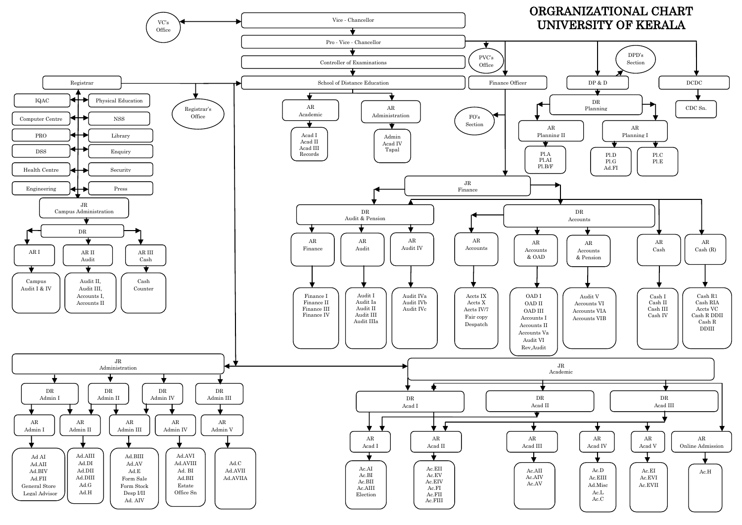# ORGRANIZATIONAL CHART UNIVERSITY OF KERALA

- VC's Office ↔ Vice - Chancellor
- Vice - Chancellor
  - Pro - Vice - Chancellor
    - PVC's Office
    - Finance Officer
    - DP & D
    - DCDC
  - Controller of Examinations
  - School of Distance Education

## Registrar

- Registrar's Office
- IQAC
- Physical Education
- Computer Centre
- NSS
- PRO
- Library
- DSS
- Enquiry
- Health Centre
- Security
- Engineering
- Press
- JR Campus Administration
  - DR
    - AR I
      - Campus Audit I & IV
    - AR II Audit
      - Audit II, Audit III, Accounts I, Accounts II
    - AR III Cash
      - Cash Counter

## School of Distance Education

- AR Academic
  - Acad I, Acad II, Acad III, Records
- AR Administration
  - Admin, Acad IV, Tapal

## DP & D

- DPD's Section
- DR Planning
  - AR Planning II
    - Pl.A, Pl.AI, Pl.B/F
  - AR Planning I
    - Pl.D, Pl.G, Ad.FI
    - Pl.C, Pl.E

## DCDC

- CDC Sn.

## Finance Officer

- FO's Section
- JR Finance
  - DR Audit & Pension
    - AR Finance
      - Finance I, Finance II, Finance III, Finance IV
    - AR Audit
      - Audit I, Audit Ia, Audit II, Audit III, Audit IIIa
    - AR Audit IV
      - Audit IVa, Audit IVb, Audit IVc
  - DR Accounts
    - AR Accounts
      - Accts IX, Accts X, Accts IV/7, Fair copy, Despatch
    - AR Accounts & OAD
      - OAD I, OAD II, OAD III, Accounts I, Accounts II, Accounts Va, Audit VI, Rev,Audit
    - AR Accounts & Pension
      - Audit V, Accounts VI, Accounts VIA, Accounts VIB
  - AR Cash
    - Cash I, Cash II, Cash III, Cash IV
  - AR Cash (R)
    - Cash R1, Cash RIA, Accts VC, Cash R DDII, Cash R DDIII

## JR Administration

- DR Admin I
  - AR Admin I
    - Ad AI, Ad.AII, Ad.BIV, Ad.FII, General Store, Legal Advisor
- DR Admin II
  - AR Admin II
    - Ad.AIII, Ad.DI, Ad.DII, Ad.DIII, Ad.G, Ad.H
- DR Admin IV
  - AR Admin III
    - Ad.BIII, Ad.AV, Ad.E, Form Sale, Form Stock, Desp I/II, Ad. AIV
  - AR Admin IV
    - Ad.AVI, Ad.AVIII, Ad. BI, Ad.BII, Estate, Office Sn
- DR Admin III
  - AR Admin V
    - Ad.C, Ad.AVII, Ad.AVIIA

## JR Academic

- DR Acad I
  - AR Acad I
    - Ac.AI, Ac.BI, Ac.BII, Ac.AIII, Election
  - AR Acad II
    - Ac.EII, Ac.EV, Ac.EIV, Ac.FI, Ac.FII, Ac.FIII
- DR Acad II
  - AR Acad III
    - Ac.AII, Ac.AIV, Ac.AV
- DR Acad III
  - AR Acad IV
    - Ac.D, Ac.EIII, Ad.Misc, Ac.L, Ac.C
  - AR Acad V
    - Ac.EI, Ac.EVI, Ac.EVII
- AR Online Admission
  - Ac.H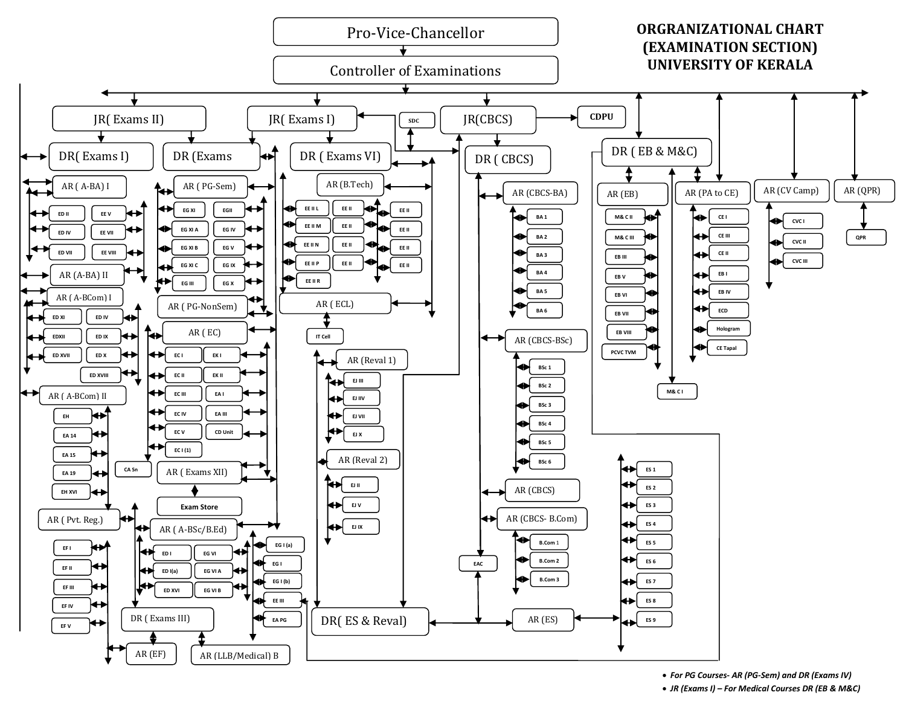# ORGRANIZATIONAL CHART (EXAMINATION SECTION) UNIVERSITY OF KERALA

Pro-Vice-Chancellor

Controller of Examinations

JR( Exams II)

JR( Exams I)

SDC

JR(CBCS)

CDPU

DR ( EB & M&C)

DR( Exams I)

DR (Exams

DR ( Exams VI)

DR ( CBCS)

AR ( A-BA) I

ED II

EE V

ED IV

EE VII

ED VII

EE VIII

AR (A-BA) II

AR ( A-BCom) I

ED XI

ED IV

EDXII

ED IX

ED XVII

ED X

ED XVIII

AR ( A-BCom) II

EH

EA 14

EA 15

EA 19

EH XVI

AR ( Pvt. Reg.)

EF I

EF II

EF III

EF IV

EF V

AR ( PG-Sem)

EG XI

EGII

EG XI A

EG IV

EG XI B

EG V

EG XI C

EG IX

EG III

EG X

AR ( PG-NonSem)

AR ( EC)

EC I

EK I

EC II

EK II

EC III

EA I

EC IV

EA III

EC V

CD Unit

EC I (1)

CA Sn

AR ( Exams XII)

Exam Store

AR ( A-BSc/B.Ed)

ED I

EG VI

ED I(a)

EG VI A

ED XVI

EG VI B

EG I (a)

EG I

EG I (b)

EE III

EA PG

DR ( Exams III)

AR (EF)

AR (LLB/Medical) B

AR (B.Tech)

EE II L

EE II

EE II

EE II M

EE II

EE II

EE II N

EE II

EE II

EE II P

EE II

EE II

EE II R

AR ( ECL)

IT Cell

AR (Reval 1)

EJ III

EJ IIV

EJ VII

EJ X

AR (Reval 2)

EJ II

EJ V

EJ IX

DR( ES & Reval)

AR (CBCS-BA)

BA 1

BA 2

BA 3

BA 4

BA 5

BA 6

AR (CBCS-BSc)

BSc 1

BSc 2

BSc 3

BSc 4

BSc 5

BSc 6

AR (CBCS)

AR (CBCS- B.Com)

B.Com 1

B.Com 2

B.Com 3

EAC

AR (ES)

ES 1

ES 2

ES 3

ES 4

ES 5

ES 6

ES 7

ES 8

ES 9

AR (EB)

M& C II

M& C III

EB III

EB V

EB VI

EB VII

EB VIII

PCVC TVM

M& C I

AR (PA to CE)

CE I

CE III

CE II

EB I

EB IV

ECD

Hologram

CE Tapal

AR (CV Camp)

CVC I

CVC II

CVC III

AR (QPR)

QPR

- *For PG Courses- AR (PG-Sem) and DR (Exams IV)*
- *JR (Exams I) – For Medical Courses DR (EB & M&C)*